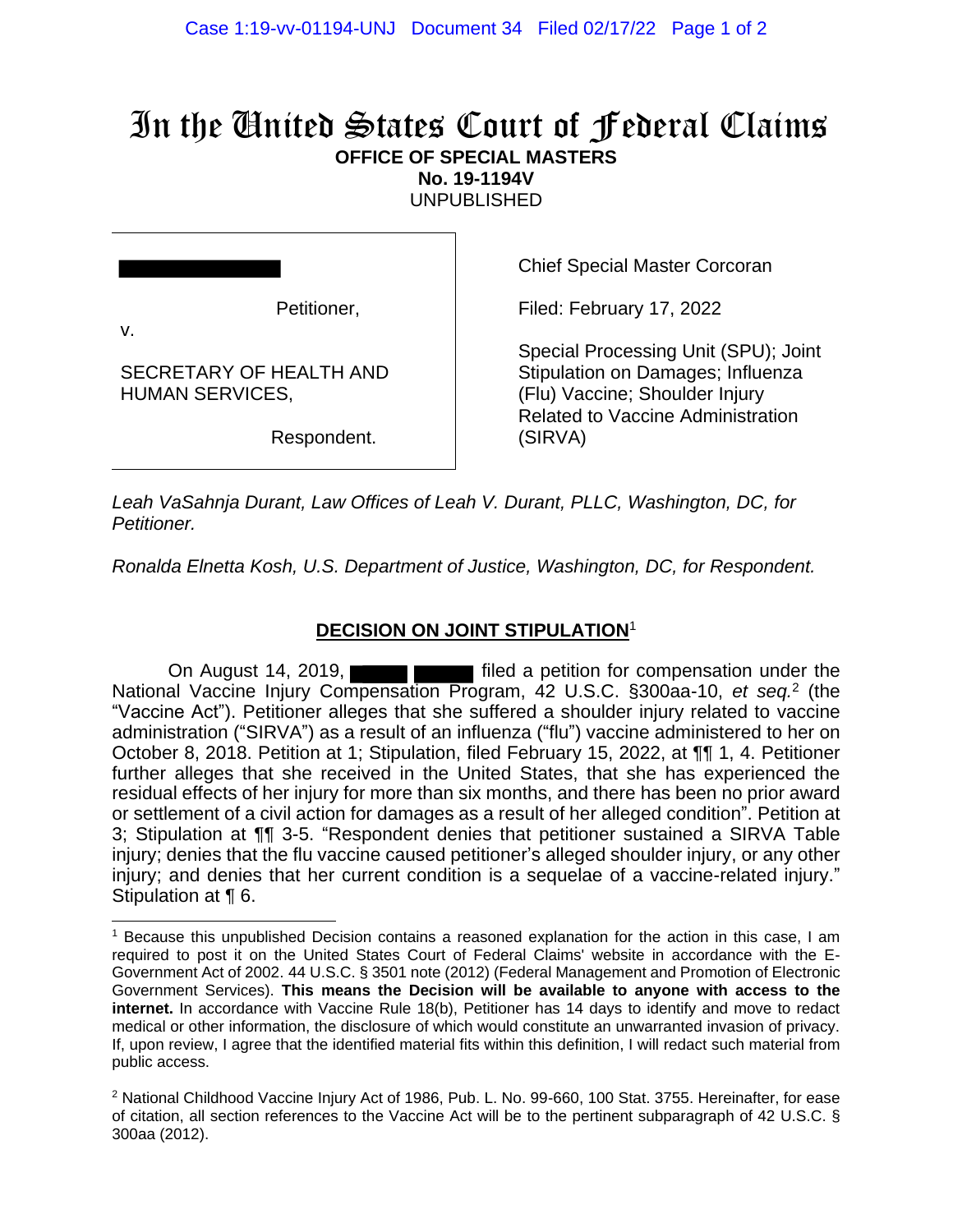# In the United States Court of Federal Claims

**OFFICE OF SPECIAL MASTERS**
**No. 19-1194V**
UNPUBLISHED

| | |
|---|---|
| [REDACTED], Petitioner, v. SECRETARY OF HEALTH AND HUMAN SERVICES, Respondent. | Chief Special Master Corcoran<br><br>Filed: February 17, 2022<br><br>Special Processing Unit (SPU); Joint Stipulation on Damages; Influenza (Flu) Vaccine; Shoulder Injury Related to Vaccine Administration (SIRVA) |

*Leah VaSahnja Durant, Law Offices of Leah V. Durant, PLLC, Washington, DC, for Petitioner.*

*Ronalda Elnetta Kosh, U.S. Department of Justice, Washington, DC, for Respondent.*

## DECISION ON JOINT STIPULATION[1]

On August 14, 2019, [REDACTED] filed a petition for compensation under the National Vaccine Injury Compensation Program, 42 U.S.C. §300aa-10, *et seq.*[2] (the "Vaccine Act"). Petitioner alleges that she suffered a shoulder injury related to vaccine administration ("SIRVA") as a result of an influenza ("flu") vaccine administered to her on October 8, 2018. Petition at 1; Stipulation, filed February 15, 2022, at ¶¶ 1, 4. Petitioner further alleges that she received in the United States, that she has experienced the residual effects of her injury for more than six months, and there has been no prior award or settlement of a civil action for damages as a result of her alleged condition". Petition at 3; Stipulation at ¶¶ 3-5. "Respondent denies that petitioner sustained a SIRVA Table injury; denies that the flu vaccine caused petitioner's alleged shoulder injury, or any other injury; and denies that her current condition is a sequelae of a vaccine-related injury." Stipulation at ¶ 6.

---

[1] Because this unpublished Decision contains a reasoned explanation for the action in this case, I am required to post it on the United States Court of Federal Claims' website in accordance with the E-Government Act of 2002. 44 U.S.C. § 3501 note (2012) (Federal Management and Promotion of Electronic Government Services). **This means the Decision will be available to anyone with access to the internet.** In accordance with Vaccine Rule 18(b), Petitioner has 14 days to identify and move to redact medical or other information, the disclosure of which would constitute an unwarranted invasion of privacy. If, upon review, I agree that the identified material fits within this definition, I will redact such material from public access.

[2] National Childhood Vaccine Injury Act of 1986, Pub. L. No. 99-660, 100 Stat. 3755. Hereinafter, for ease of citation, all section references to the Vaccine Act will be to the pertinent subparagraph of 42 U.S.C. § 300aa (2012).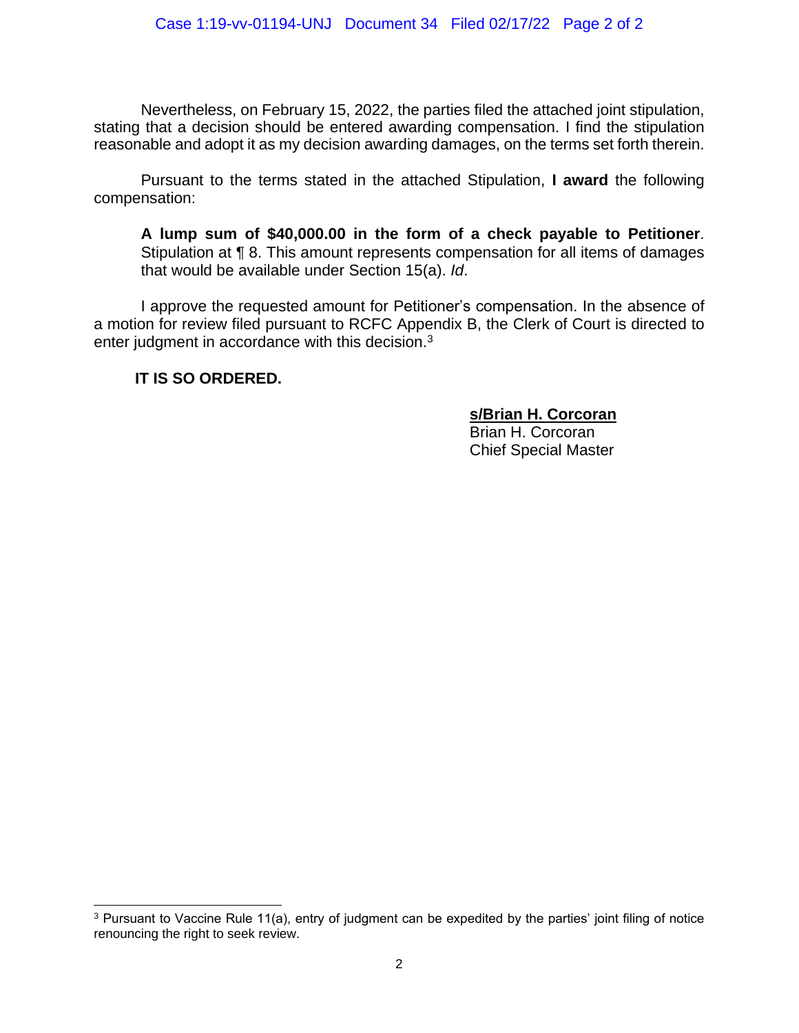Nevertheless, on February 15, 2022, the parties filed the attached joint stipulation, stating that a decision should be entered awarding compensation. I find the stipulation reasonable and adopt it as my decision awarding damages, on the terms set forth therein.

Pursuant to the terms stated in the attached Stipulation, **I award** the following compensation:

> **A lump sum of $40,000.00 in the form of a check payable to Petitioner**. Stipulation at ¶ 8. This amount represents compensation for all items of damages that would be available under Section 15(a). *Id*.

I approve the requested amount for Petitioner's compensation. In the absence of a motion for review filed pursuant to RCFC Appendix B, the Clerk of Court is directed to enter judgment in accordance with this decision.[3]

**IT IS SO ORDERED.**

**s/Brian H. Corcoran**
Brian H. Corcoran
Chief Special Master

---

[3] Pursuant to Vaccine Rule 11(a), entry of judgment can be expedited by the parties' joint filing of notice renouncing the right to seek review.